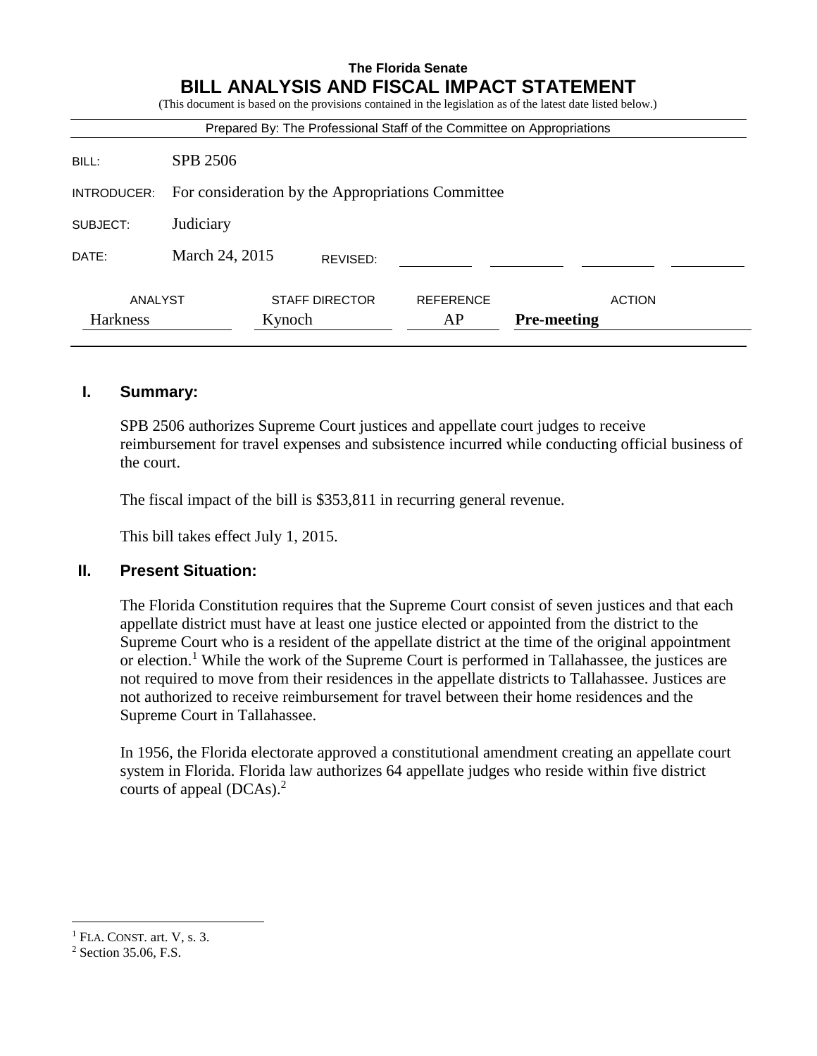**The Florida Senate**

# BILL ANALYSIS AND FISCAL IMPACT STATEMENT

(This document is based on the provisions contained in the legislation as of the latest date listed below.)

Prepared By: The Professional Staff of the Committee on Appropriations

| | |
|---|---|
| BILL: | SPB 2506 |
| INTRODUCER: | For consideration by the Appropriations Committee |
| SUBJECT: | Judiciary |
| DATE: | March 24, 2015 REVISED: |

| ANALYST | STAFF DIRECTOR | REFERENCE | ACTION |
|---|---|---|---|
| Harkness | Kynoch | AP | **Pre-meeting** |

## I. Summary:

SPB 2506 authorizes Supreme Court justices and appellate court judges to receive reimbursement for travel expenses and subsistence incurred while conducting official business of the court.

The fiscal impact of the bill is $353,811 in recurring general revenue.

This bill takes effect July 1, 2015.

## II. Present Situation:

The Florida Constitution requires that the Supreme Court consist of seven justices and that each appellate district must have at least one justice elected or appointed from the district to the Supreme Court who is a resident of the appellate district at the time of the original appointment or election.[1] While the work of the Supreme Court is performed in Tallahassee, the justices are not required to move from their residences in the appellate districts to Tallahassee. Justices are not authorized to receive reimbursement for travel between their home residences and the Supreme Court in Tallahassee.

In 1956, the Florida electorate approved a constitutional amendment creating an appellate court system in Florida. Florida law authorizes 64 appellate judges who reside within five district courts of appeal (DCAs).[2]

---

[1] FLA. CONST. art. V, s. 3.

[2] Section 35.06, F.S.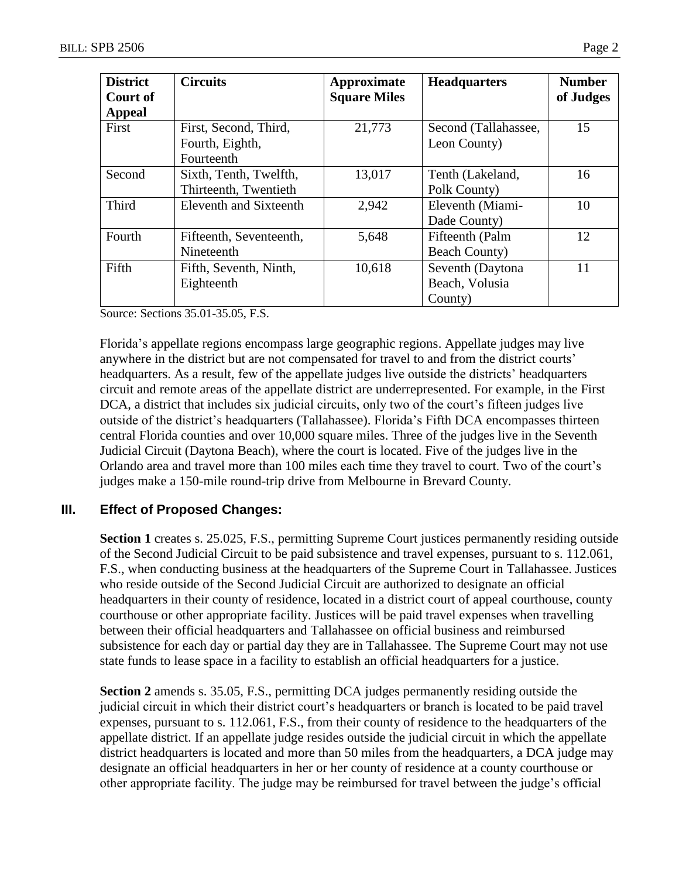| District Court of Appeal | Circuits | Approximate Square Miles | Headquarters | Number of Judges |
|---|---|---|---|---|
| First | First, Second, Third, Fourth, Eighth, Fourteenth | 21,773 | Second (Tallahassee, Leon County) | 15 |
| Second | Sixth, Tenth, Twelfth, Thirteenth, Twentieth | 13,017 | Tenth (Lakeland, Polk County) | 16 |
| Third | Eleventh and Sixteenth | 2,942 | Eleventh (Miami-Dade County) | 10 |
| Fourth | Fifteenth, Seventeenth, Nineteenth | 5,648 | Fifteenth (Palm Beach County) | 12 |
| Fifth | Fifth, Seventh, Ninth, Eighteenth | 10,618 | Seventh (Daytona Beach, Volusia County) | 11 |

Source: Sections 35.01-35.05, F.S.

Florida's appellate regions encompass large geographic regions. Appellate judges may live anywhere in the district but are not compensated for travel to and from the district courts' headquarters. As a result, few of the appellate judges live outside the districts' headquarters circuit and remote areas of the appellate district are underrepresented. For example, in the First DCA, a district that includes six judicial circuits, only two of the court's fifteen judges live outside of the district's headquarters (Tallahassee). Florida's Fifth DCA encompasses thirteen central Florida counties and over 10,000 square miles. Three of the judges live in the Seventh Judicial Circuit (Daytona Beach), where the court is located. Five of the judges live in the Orlando area and travel more than 100 miles each time they travel to court. Two of the court's judges make a 150-mile round-trip drive from Melbourne in Brevard County.

## III. Effect of Proposed Changes:

**Section 1** creates s. 25.025, F.S., permitting Supreme Court justices permanently residing outside of the Second Judicial Circuit to be paid subsistence and travel expenses, pursuant to s. 112.061, F.S., when conducting business at the headquarters of the Supreme Court in Tallahassee. Justices who reside outside of the Second Judicial Circuit are authorized to designate an official headquarters in their county of residence, located in a district court of appeal courthouse, county courthouse or other appropriate facility. Justices will be paid travel expenses when travelling between their official headquarters and Tallahassee on official business and reimbursed subsistence for each day or partial day they are in Tallahassee. The Supreme Court may not use state funds to lease space in a facility to establish an official headquarters for a justice.

**Section 2** amends s. 35.05, F.S., permitting DCA judges permanently residing outside the judicial circuit in which their district court's headquarters or branch is located to be paid travel expenses, pursuant to s. 112.061, F.S., from their county of residence to the headquarters of the appellate district. If an appellate judge resides outside the judicial circuit in which the appellate district headquarters is located and more than 50 miles from the headquarters, a DCA judge may designate an official headquarters in her or her county of residence at a county courthouse or other appropriate facility. The judge may be reimbursed for travel between the judge's official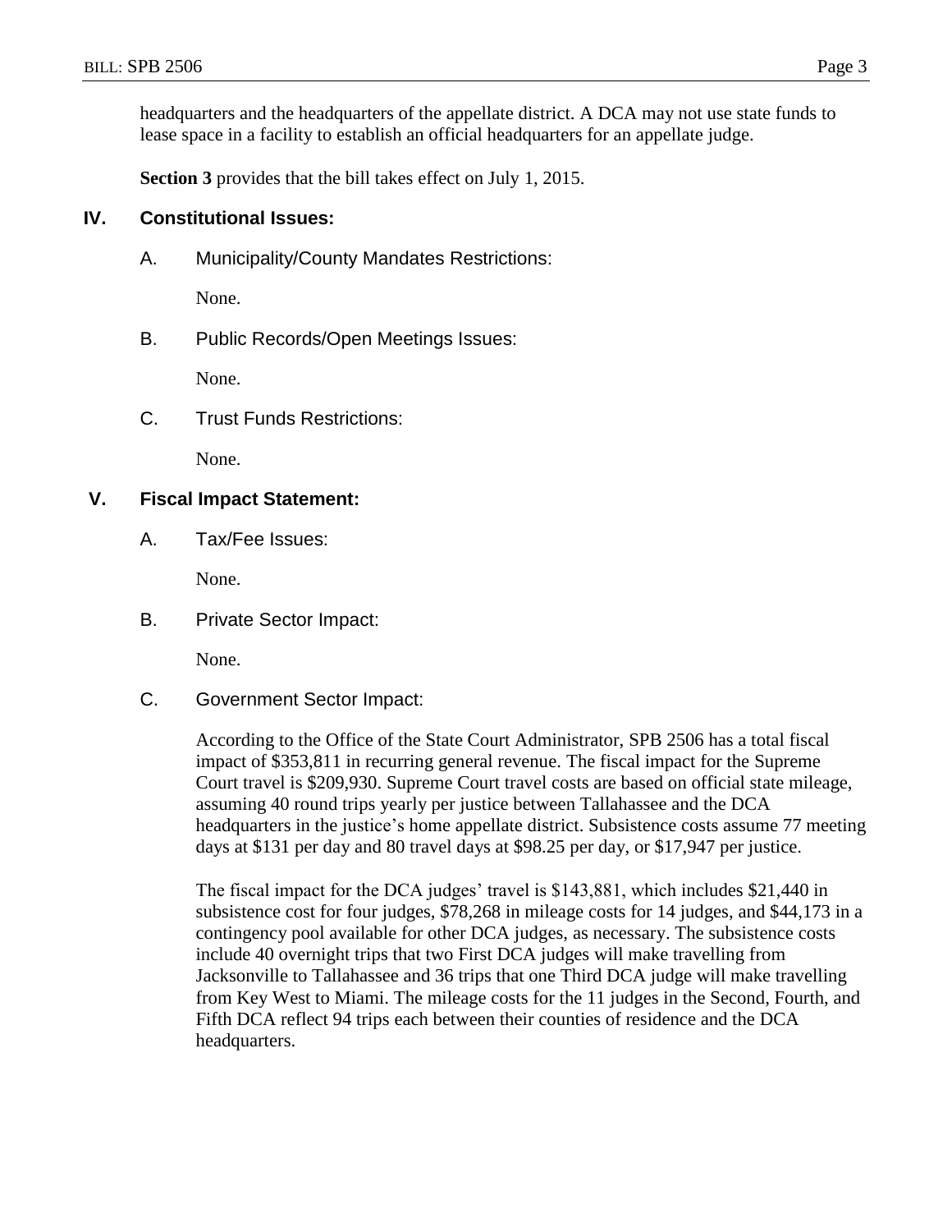headquarters and the headquarters of the appellate district. A DCA may not use state funds to lease space in a facility to establish an official headquarters for an appellate judge.

**Section 3** provides that the bill takes effect on July 1, 2015.

## IV. Constitutional Issues:

### A. Municipality/County Mandates Restrictions:

None.

### B. Public Records/Open Meetings Issues:

None.

### C. Trust Funds Restrictions:

None.

## V. Fiscal Impact Statement:

### A. Tax/Fee Issues:

None.

### B. Private Sector Impact:

None.

### C. Government Sector Impact:

According to the Office of the State Court Administrator, SPB 2506 has a total fiscal impact of $353,811 in recurring general revenue. The fiscal impact for the Supreme Court travel is $209,930. Supreme Court travel costs are based on official state mileage, assuming 40 round trips yearly per justice between Tallahassee and the DCA headquarters in the justice's home appellate district. Subsistence costs assume 77 meeting days at $131 per day and 80 travel days at $98.25 per day, or $17,947 per justice.

The fiscal impact for the DCA judges' travel is $143,881, which includes $21,440 in subsistence cost for four judges, $78,268 in mileage costs for 14 judges, and $44,173 in a contingency pool available for other DCA judges, as necessary. The subsistence costs include 40 overnight trips that two First DCA judges will make travelling from Jacksonville to Tallahassee and 36 trips that one Third DCA judge will make travelling from Key West to Miami. The mileage costs for the 11 judges in the Second, Fourth, and Fifth DCA reflect 94 trips each between their counties of residence and the DCA headquarters.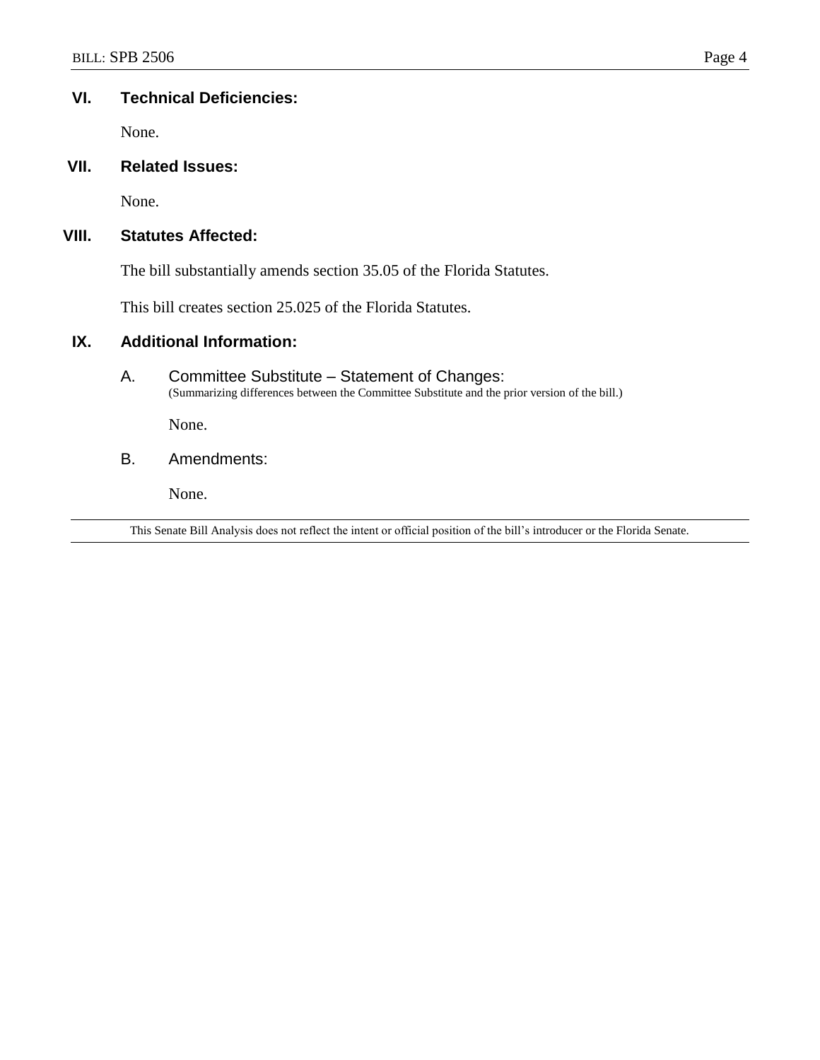## VI. Technical Deficiencies:

None.

## VII. Related Issues:

None.

## VIII. Statutes Affected:

The bill substantially amends section 35.05 of the Florida Statutes.

This bill creates section 25.025 of the Florida Statutes.

## IX. Additional Information:

### A. Committee Substitute – Statement of Changes:

(Summarizing differences between the Committee Substitute and the prior version of the bill.)

None.

### B. Amendments:

None.

This Senate Bill Analysis does not reflect the intent or official position of the bill's introducer or the Florida Senate.